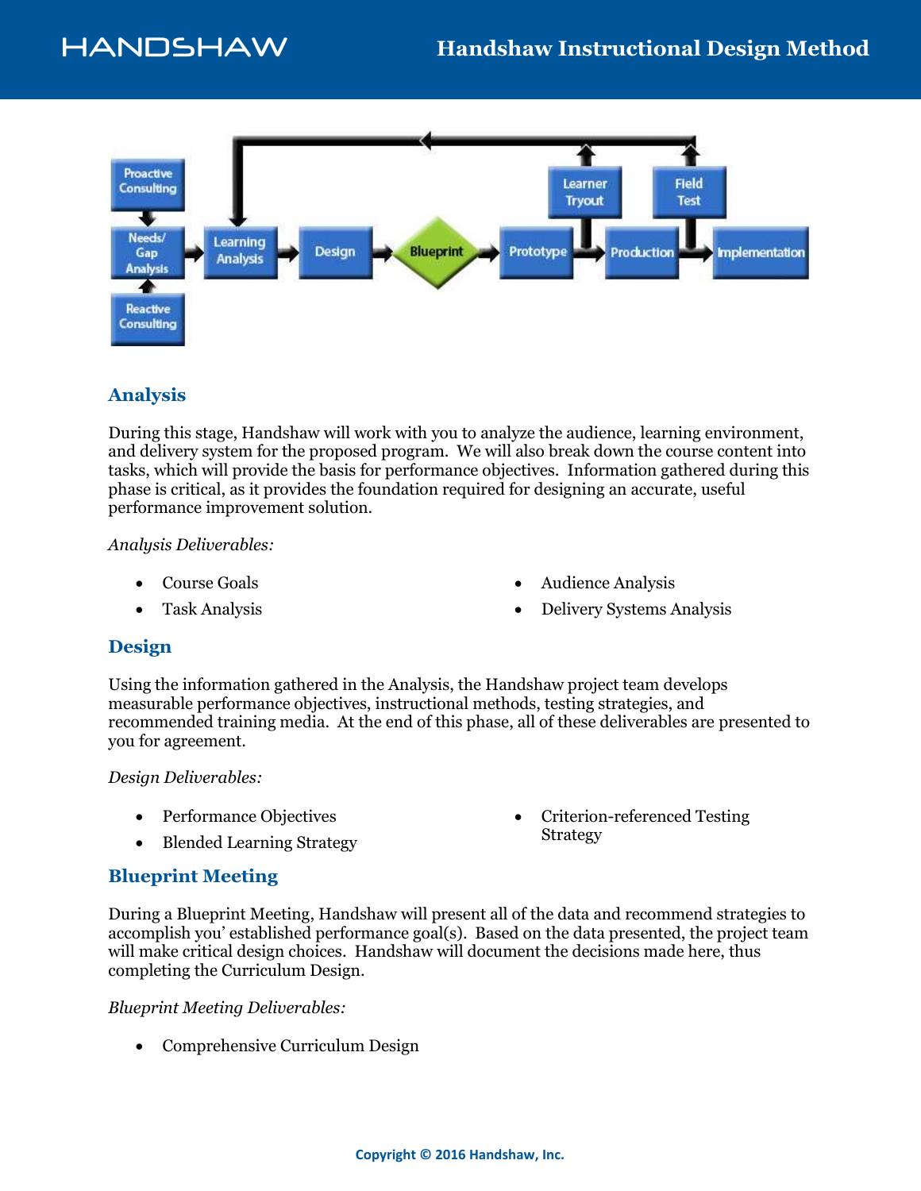## Analysis

During this stage, Handshaw will work with you to analyze the audience, learning environment, and delivery system for the proposed program. We will also break down the course content into tasks, which will provide the basis for performance objectives. Information gathered during this phase is critical, as it provides the foundation required for designing an accurate, useful performance improvement solution.

*Analysis Deliverables:*

- Course Goals
- Task Analysis
- Audience Analysis
- Delivery Systems Analysis

## Design

Using the information gathered in the Analysis, the Handshaw project team develops measurable performance objectives, instructional methods, testing strategies, and recommended training media. At the end of this phase, all of these deliverables are presented to you for agreement.

*Design Deliverables:*

- Performance Objectives
- Blended Learning Strategy
- Criterion-referenced Testing Strategy

## Blueprint Meeting

During a Blueprint Meeting, Handshaw will present all of the data and recommend strategies to accomplish you' established performance goal(s). Based on the data presented, the project team will make critical design choices. Handshaw will document the decisions made here, thus completing the Curriculum Design.

*Blueprint Meeting Deliverables:*

- Comprehensive Curriculum Design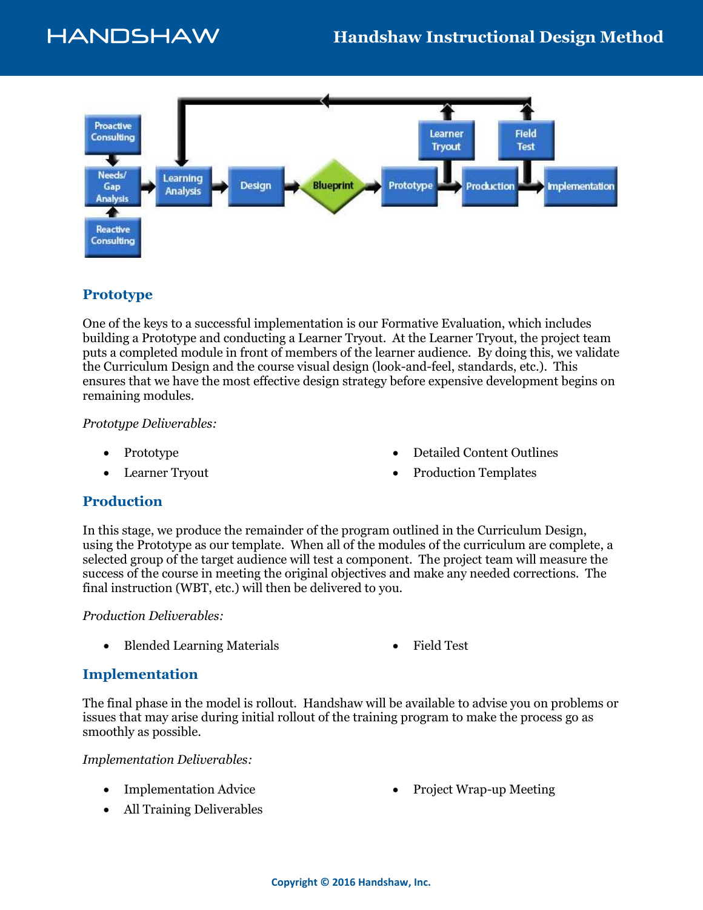## Prototype

One of the keys to a successful implementation is our Formative Evaluation, which includes building a Prototype and conducting a Learner Tryout. At the Learner Tryout, the project team puts a completed module in front of members of the learner audience. By doing this, we validate the Curriculum Design and the course visual design (look-and-feel, standards, etc.). This ensures that we have the most effective design strategy before expensive development begins on remaining modules.

*Prototype Deliverables:*

- Prototype
- Learner Tryout
- Detailed Content Outlines
- Production Templates

## Production

In this stage, we produce the remainder of the program outlined in the Curriculum Design, using the Prototype as our template. When all of the modules of the curriculum are complete, a selected group of the target audience will test a component. The project team will measure the success of the course in meeting the original objectives and make any needed corrections. The final instruction (WBT, etc.) will then be delivered to you.

*Production Deliverables:*

- Blended Learning Materials
- Field Test

## Implementation

The final phase in the model is rollout. Handshaw will be available to advise you on problems or issues that may arise during initial rollout of the training program to make the process go as smoothly as possible.

*Implementation Deliverables:*

- Implementation Advice
- All Training Deliverables
- Project Wrap-up Meeting